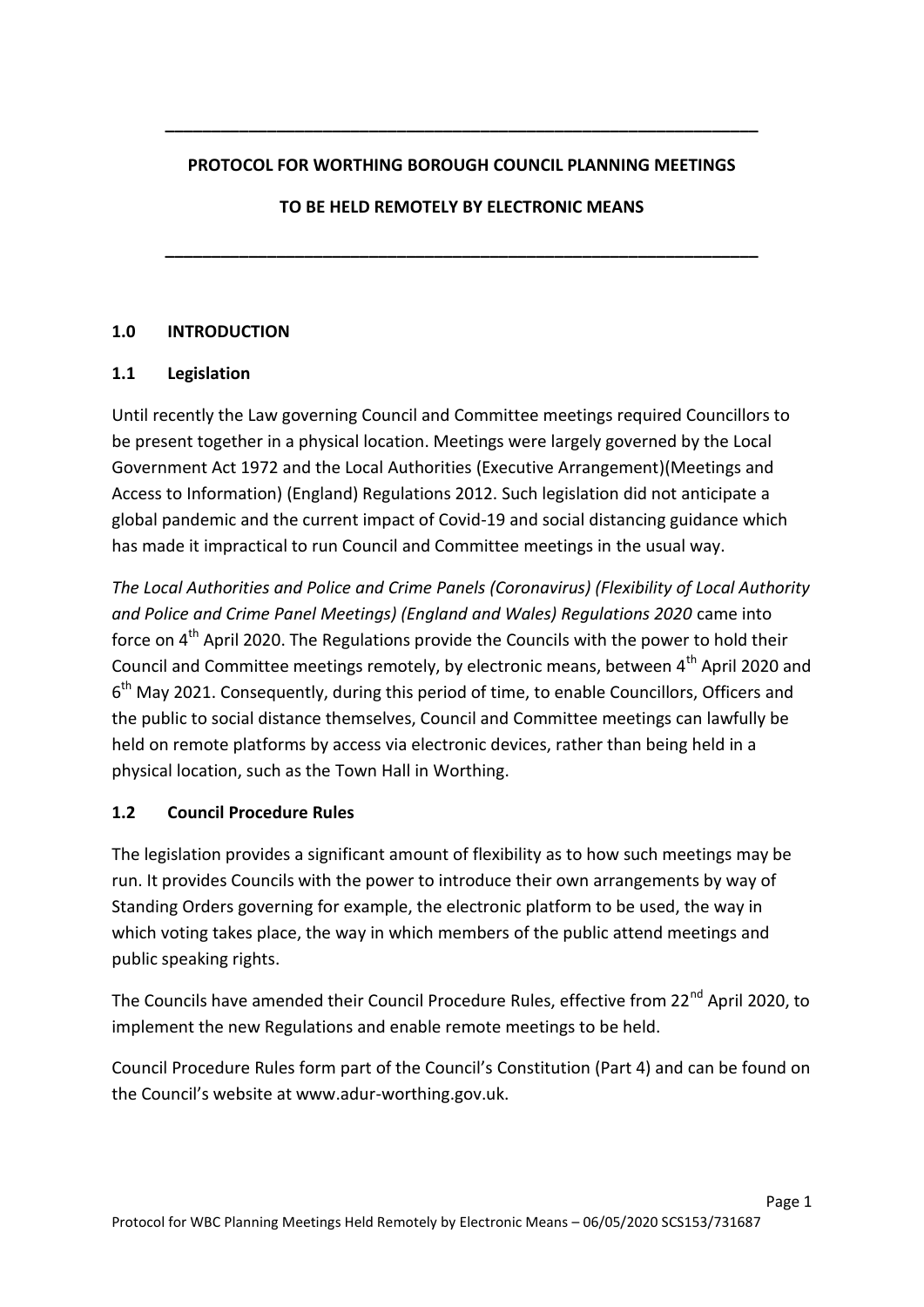# PROTOCOL FOR WORTHING BOROUGH COUNCIL PLANNING MEETINGS

# TO BE HELD REMOTELY BY ELECTRONIC MEANS

## 1.0 INTRODUCTION

### 1.1 Legislation

Until recently the Law governing Council and Committee meetings required Councillors to be present together in a physical location. Meetings were largely governed by the Local Government Act 1972 and the Local Authorities (Executive Arrangement)(Meetings and Access to Information) (England) Regulations 2012. Such legislation did not anticipate a global pandemic and the current impact of Covid-19 and social distancing guidance which has made it impractical to run Council and Committee meetings in the usual way.

*The Local Authorities and Police and Crime Panels (Coronavirus) (Flexibility of Local Authority and Police and Crime Panel Meetings) (England and Wales) Regulations 2020* came into force on 4th April 2020. The Regulations provide the Councils with the power to hold their Council and Committee meetings remotely, by electronic means, between 4th April 2020 and 6th May 2021. Consequently, during this period of time, to enable Councillors, Officers and the public to social distance themselves, Council and Committee meetings can lawfully be held on remote platforms by access via electronic devices, rather than being held in a physical location, such as the Town Hall in Worthing.

### 1.2 Council Procedure Rules

The legislation provides a significant amount of flexibility as to how such meetings may be run. It provides Councils with the power to introduce their own arrangements by way of Standing Orders governing for example, the electronic platform to be used, the way in which voting takes place, the way in which members of the public attend meetings and public speaking rights.

The Councils have amended their Council Procedure Rules, effective from 22nd April 2020, to implement the new Regulations and enable remote meetings to be held.

Council Procedure Rules form part of the Council's Constitution (Part 4) and can be found on the Council's website at www.adur-worthing.gov.uk.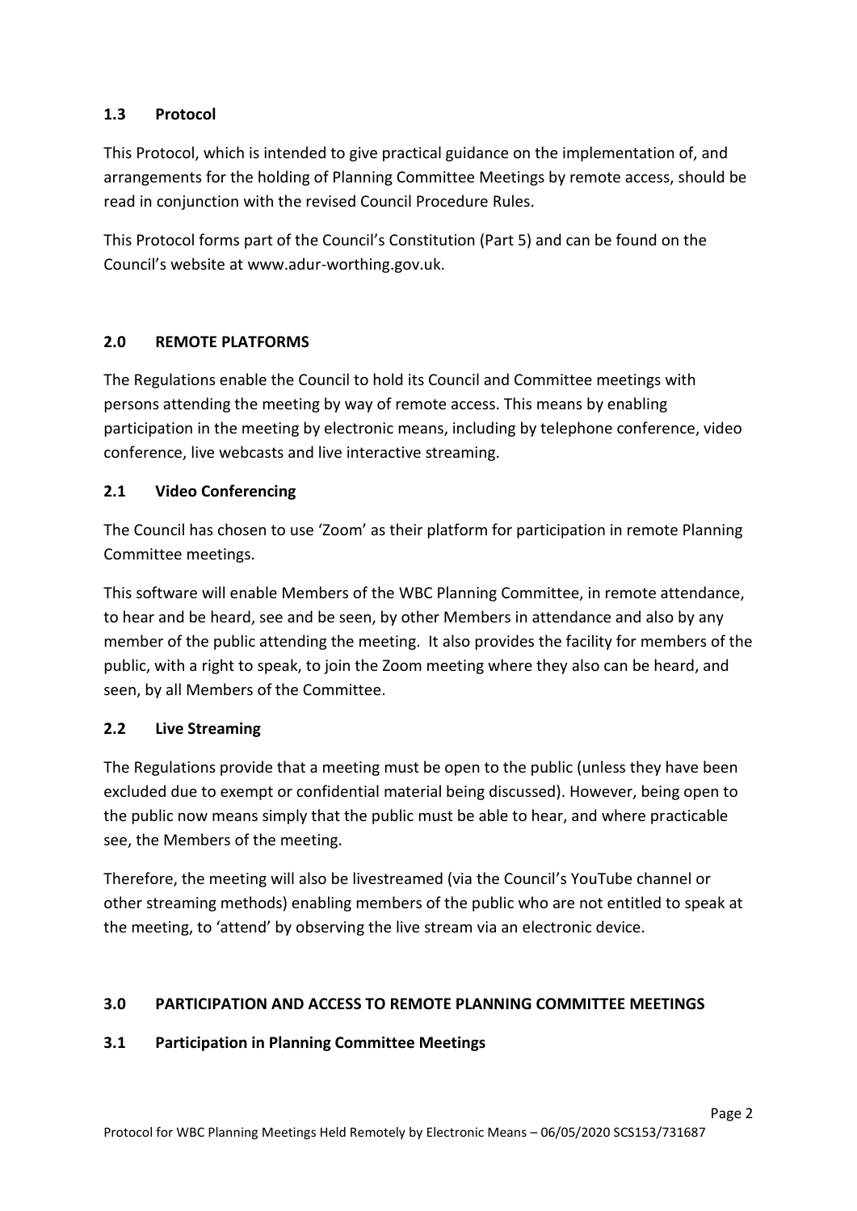### 1.3 Protocol

This Protocol, which is intended to give practical guidance on the implementation of, and arrangements for the holding of Planning Committee Meetings by remote access, should be read in conjunction with the revised Council Procedure Rules.

This Protocol forms part of the Council's Constitution (Part 5) and can be found on the Council's website at www.adur-worthing.gov.uk.

## 2.0 REMOTE PLATFORMS

The Regulations enable the Council to hold its Council and Committee meetings with persons attending the meeting by way of remote access. This means by enabling participation in the meeting by electronic means, including by telephone conference, video conference, live webcasts and live interactive streaming.

### 2.1 Video Conferencing

The Council has chosen to use 'Zoom' as their platform for participation in remote Planning Committee meetings.

This software will enable Members of the WBC Planning Committee, in remote attendance, to hear and be heard, see and be seen, by other Members in attendance and also by any member of the public attending the meeting. It also provides the facility for members of the public, with a right to speak, to join the Zoom meeting where they also can be heard, and seen, by all Members of the Committee.

### 2.2 Live Streaming

The Regulations provide that a meeting must be open to the public (unless they have been excluded due to exempt or confidential material being discussed). However, being open to the public now means simply that the public must be able to hear, and where practicable see, the Members of the meeting.

Therefore, the meeting will also be livestreamed (via the Council's YouTube channel or other streaming methods) enabling members of the public who are not entitled to speak at the meeting, to 'attend' by observing the live stream via an electronic device.

## 3.0 PARTICIPATION AND ACCESS TO REMOTE PLANNING COMMITTEE MEETINGS

### 3.1 Participation in Planning Committee Meetings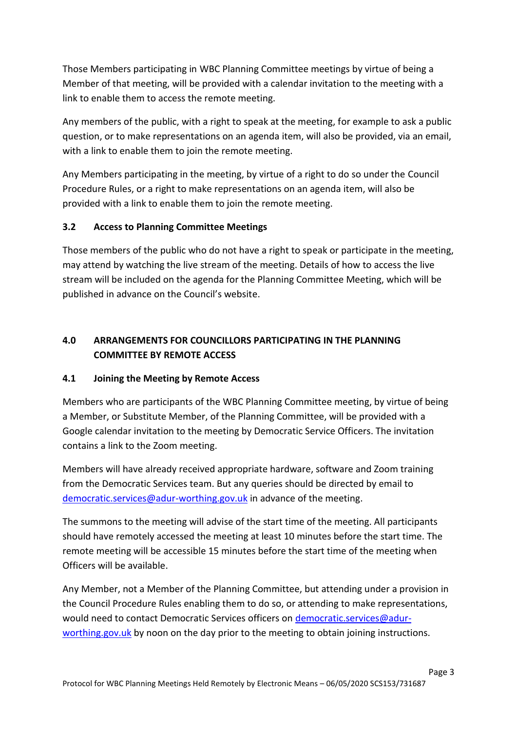Those Members participating in WBC Planning Committee meetings by virtue of being a Member of that meeting, will be provided with a calendar invitation to the meeting with a link to enable them to access the remote meeting.

Any members of the public, with a right to speak at the meeting, for example to ask a public question, or to make representations on an agenda item, will also be provided, via an email, with a link to enable them to join the remote meeting.

Any Members participating in the meeting, by virtue of a right to do so under the Council Procedure Rules, or a right to make representations on an agenda item, will also be provided with a link to enable them to join the remote meeting.

### 3.2 Access to Planning Committee Meetings

Those members of the public who do not have a right to speak or participate in the meeting, may attend by watching the live stream of the meeting. Details of how to access the live stream will be included on the agenda for the Planning Committee Meeting, which will be published in advance on the Council's website.

## 4.0 ARRANGEMENTS FOR COUNCILLORS PARTICIPATING IN THE PLANNING COMMITTEE BY REMOTE ACCESS

### 4.1 Joining the Meeting by Remote Access

Members who are participants of the WBC Planning Committee meeting, by virtue of being a Member, or Substitute Member, of the Planning Committee, will be provided with a Google calendar invitation to the meeting by Democratic Service Officers. The invitation contains a link to the Zoom meeting.

Members will have already received appropriate hardware, software and Zoom training from the Democratic Services team. But any queries should be directed by email to democratic.services@adur-worthing.gov.uk in advance of the meeting.

The summons to the meeting will advise of the start time of the meeting. All participants should have remotely accessed the meeting at least 10 minutes before the start time. The remote meeting will be accessible 15 minutes before the start time of the meeting when Officers will be available.

Any Member, not a Member of the Planning Committee, but attending under a provision in the Council Procedure Rules enabling them to do so, or attending to make representations, would need to contact Democratic Services officers on democratic.services@adur-worthing.gov.uk by noon on the day prior to the meeting to obtain joining instructions.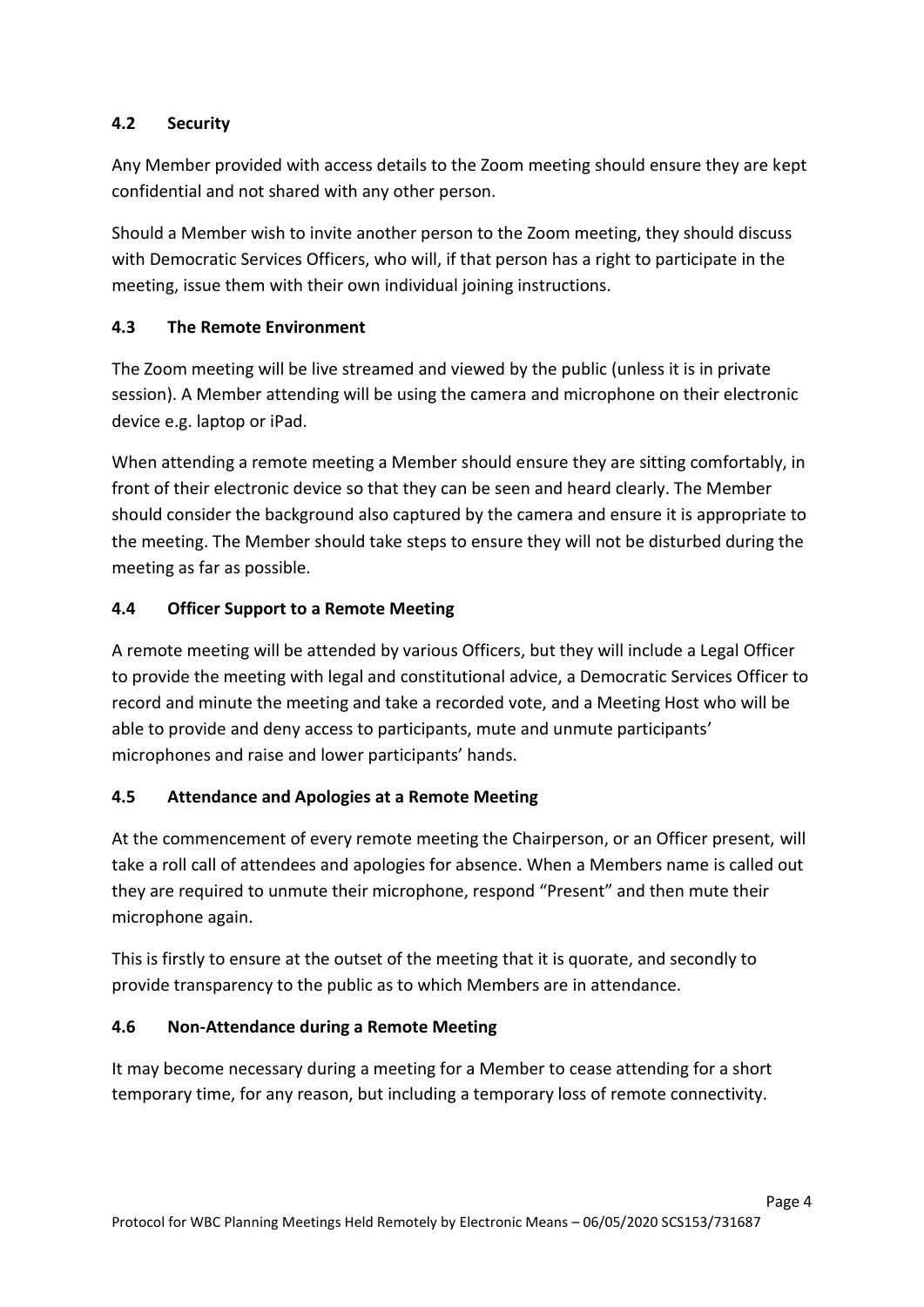### 4.2 Security

Any Member provided with access details to the Zoom meeting should ensure they are kept confidential and not shared with any other person.

Should a Member wish to invite another person to the Zoom meeting, they should discuss with Democratic Services Officers, who will, if that person has a right to participate in the meeting, issue them with their own individual joining instructions.

### 4.3 The Remote Environment

The Zoom meeting will be live streamed and viewed by the public (unless it is in private session). A Member attending will be using the camera and microphone on their electronic device e.g. laptop or iPad.

When attending a remote meeting a Member should ensure they are sitting comfortably, in front of their electronic device so that they can be seen and heard clearly. The Member should consider the background also captured by the camera and ensure it is appropriate to the meeting. The Member should take steps to ensure they will not be disturbed during the meeting as far as possible.

### 4.4 Officer Support to a Remote Meeting

A remote meeting will be attended by various Officers, but they will include a Legal Officer to provide the meeting with legal and constitutional advice, a Democratic Services Officer to record and minute the meeting and take a recorded vote, and a Meeting Host who will be able to provide and deny access to participants, mute and unmute participants' microphones and raise and lower participants' hands.

### 4.5 Attendance and Apologies at a Remote Meeting

At the commencement of every remote meeting the Chairperson, or an Officer present, will take a roll call of attendees and apologies for absence. When a Members name is called out they are required to unmute their microphone, respond "Present" and then mute their microphone again.

This is firstly to ensure at the outset of the meeting that it is quorate, and secondly to provide transparency to the public as to which Members are in attendance.

### 4.6 Non-Attendance during a Remote Meeting

It may become necessary during a meeting for a Member to cease attending for a short temporary time, for any reason, but including a temporary loss of remote connectivity.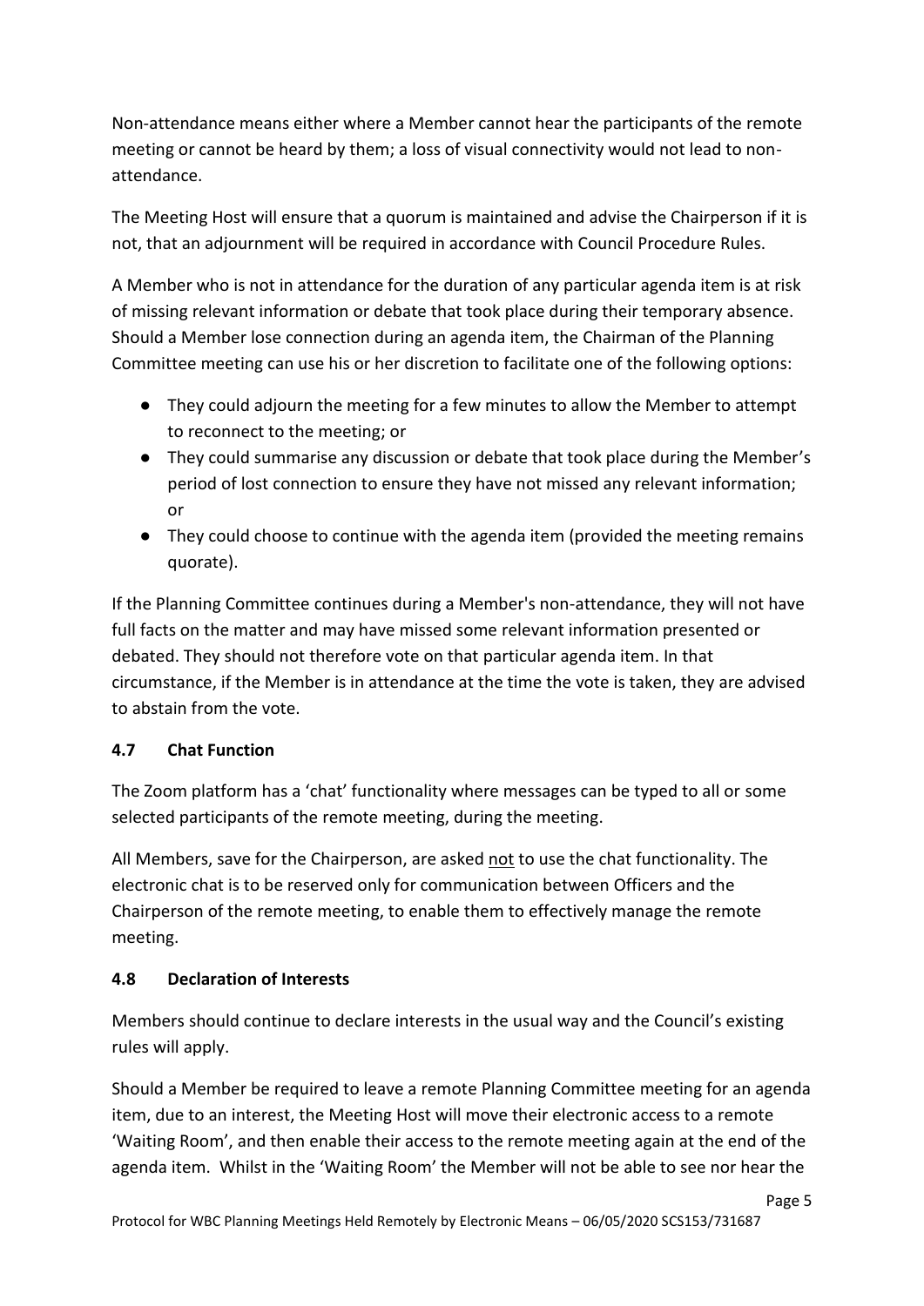Non-attendance means either where a Member cannot hear the participants of the remote meeting or cannot be heard by them; a loss of visual connectivity would not lead to non-attendance.

The Meeting Host will ensure that a quorum is maintained and advise the Chairperson if it is not, that an adjournment will be required in accordance with Council Procedure Rules.

A Member who is not in attendance for the duration of any particular agenda item is at risk of missing relevant information or debate that took place during their temporary absence. Should a Member lose connection during an agenda item, the Chairman of the Planning Committee meeting can use his or her discretion to facilitate one of the following options:

- They could adjourn the meeting for a few minutes to allow the Member to attempt to reconnect to the meeting; or
- They could summarise any discussion or debate that took place during the Member's period of lost connection to ensure they have not missed any relevant information; or
- They could choose to continue with the agenda item (provided the meeting remains quorate).

If the Planning Committee continues during a Member's non-attendance, they will not have full facts on the matter and may have missed some relevant information presented or debated. They should not therefore vote on that particular agenda item. In that circumstance, if the Member is in attendance at the time the vote is taken, they are advised to abstain from the vote.

### 4.7 Chat Function

The Zoom platform has a 'chat' functionality where messages can be typed to all or some selected participants of the remote meeting, during the meeting.

All Members, save for the Chairperson, are asked <u>not</u> to use the chat functionality. The electronic chat is to be reserved only for communication between Officers and the Chairperson of the remote meeting, to enable them to effectively manage the remote meeting.

### 4.8 Declaration of Interests

Members should continue to declare interests in the usual way and the Council's existing rules will apply.

Should a Member be required to leave a remote Planning Committee meeting for an agenda item, due to an interest, the Meeting Host will move their electronic access to a remote 'Waiting Room', and then enable their access to the remote meeting again at the end of the agenda item. Whilst in the 'Waiting Room' the Member will not be able to see nor hear the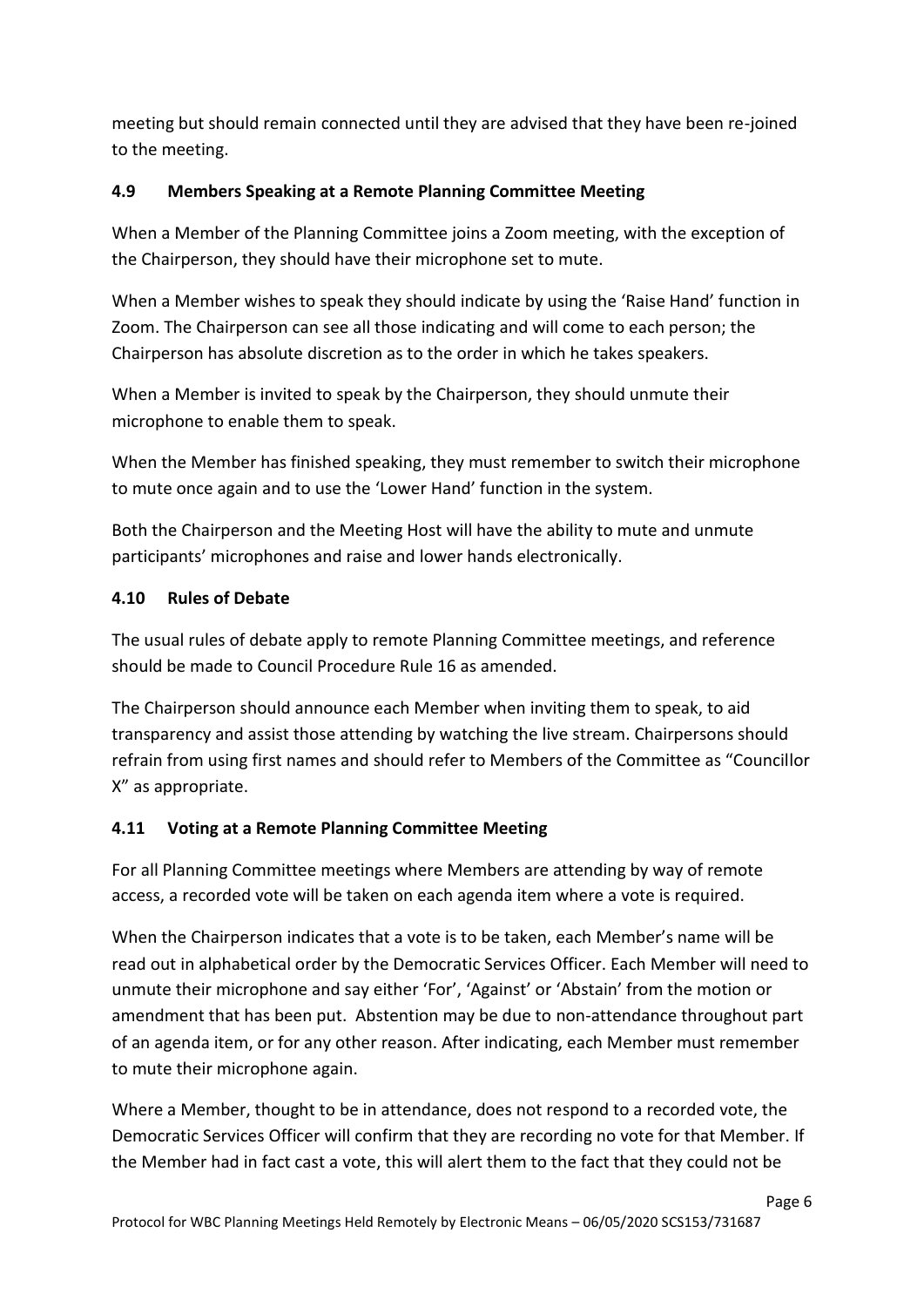meeting but should remain connected until they are advised that they have been re-joined to the meeting.

### 4.9 Members Speaking at a Remote Planning Committee Meeting

When a Member of the Planning Committee joins a Zoom meeting, with the exception of the Chairperson, they should have their microphone set to mute.

When a Member wishes to speak they should indicate by using the 'Raise Hand' function in Zoom. The Chairperson can see all those indicating and will come to each person; the Chairperson has absolute discretion as to the order in which he takes speakers.

When a Member is invited to speak by the Chairperson, they should unmute their microphone to enable them to speak.

When the Member has finished speaking, they must remember to switch their microphone to mute once again and to use the 'Lower Hand' function in the system.

Both the Chairperson and the Meeting Host will have the ability to mute and unmute participants' microphones and raise and lower hands electronically.

### 4.10 Rules of Debate

The usual rules of debate apply to remote Planning Committee meetings, and reference should be made to Council Procedure Rule 16 as amended.

The Chairperson should announce each Member when inviting them to speak, to aid transparency and assist those attending by watching the live stream. Chairpersons should refrain from using first names and should refer to Members of the Committee as "Councillor X" as appropriate.

### 4.11 Voting at a Remote Planning Committee Meeting

For all Planning Committee meetings where Members are attending by way of remote access, a recorded vote will be taken on each agenda item where a vote is required.

When the Chairperson indicates that a vote is to be taken, each Member's name will be read out in alphabetical order by the Democratic Services Officer. Each Member will need to unmute their microphone and say either 'For', 'Against' or 'Abstain' from the motion or amendment that has been put. Abstention may be due to non-attendance throughout part of an agenda item, or for any other reason. After indicating, each Member must remember to mute their microphone again.

Where a Member, thought to be in attendance, does not respond to a recorded vote, the Democratic Services Officer will confirm that they are recording no vote for that Member. If the Member had in fact cast a vote, this will alert them to the fact that they could not be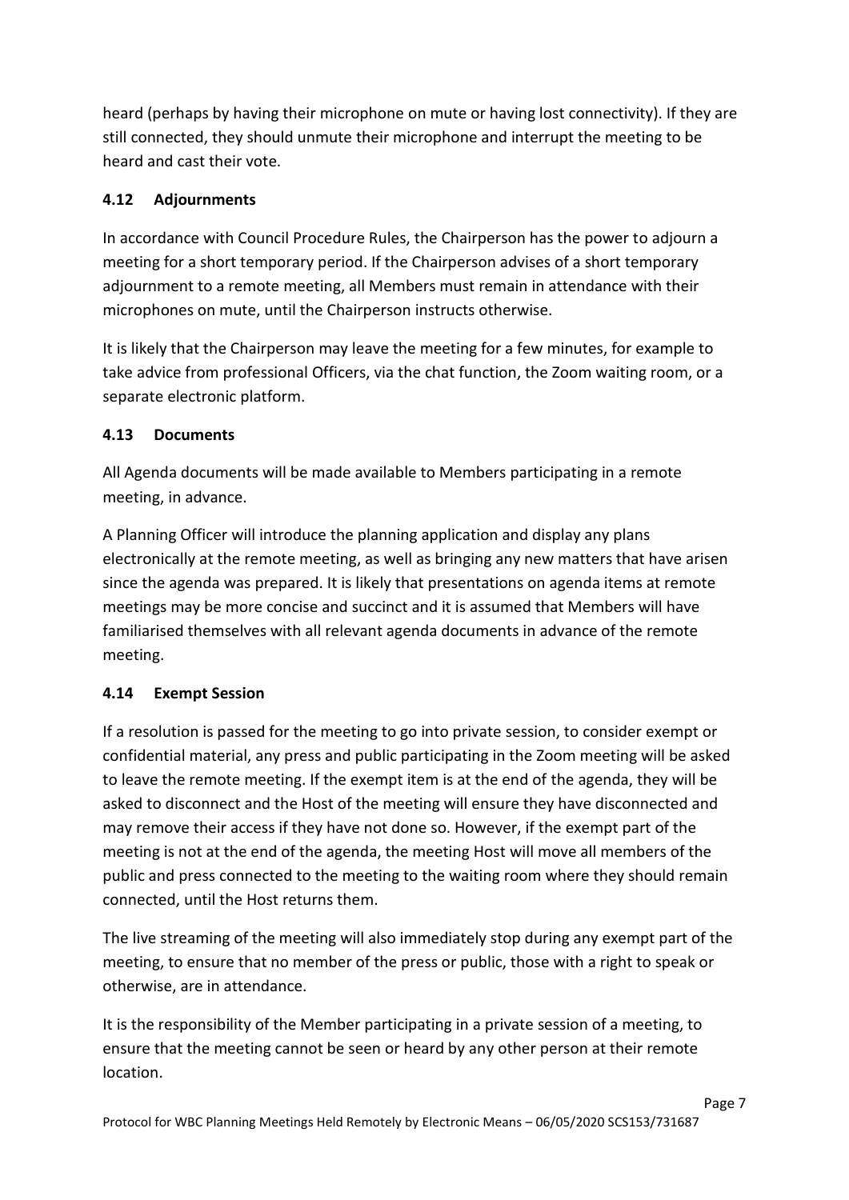heard (perhaps by having their microphone on mute or having lost connectivity). If they are still connected, they should unmute their microphone and interrupt the meeting to be heard and cast their vote.

### 4.12 Adjournments

In accordance with Council Procedure Rules, the Chairperson has the power to adjourn a meeting for a short temporary period. If the Chairperson advises of a short temporary adjournment to a remote meeting, all Members must remain in attendance with their microphones on mute, until the Chairperson instructs otherwise.

It is likely that the Chairperson may leave the meeting for a few minutes, for example to take advice from professional Officers, via the chat function, the Zoom waiting room, or a separate electronic platform.

### 4.13 Documents

All Agenda documents will be made available to Members participating in a remote meeting, in advance.

A Planning Officer will introduce the planning application and display any plans electronically at the remote meeting, as well as bringing any new matters that have arisen since the agenda was prepared. It is likely that presentations on agenda items at remote meetings may be more concise and succinct and it is assumed that Members will have familiarised themselves with all relevant agenda documents in advance of the remote meeting.

### 4.14 Exempt Session

If a resolution is passed for the meeting to go into private session, to consider exempt or confidential material, any press and public participating in the Zoom meeting will be asked to leave the remote meeting. If the exempt item is at the end of the agenda, they will be asked to disconnect and the Host of the meeting will ensure they have disconnected and may remove their access if they have not done so. However, if the exempt part of the meeting is not at the end of the agenda, the meeting Host will move all members of the public and press connected to the meeting to the waiting room where they should remain connected, until the Host returns them.

The live streaming of the meeting will also immediately stop during any exempt part of the meeting, to ensure that no member of the press or public, those with a right to speak or otherwise, are in attendance.

It is the responsibility of the Member participating in a private session of a meeting, to ensure that the meeting cannot be seen or heard by any other person at their remote location.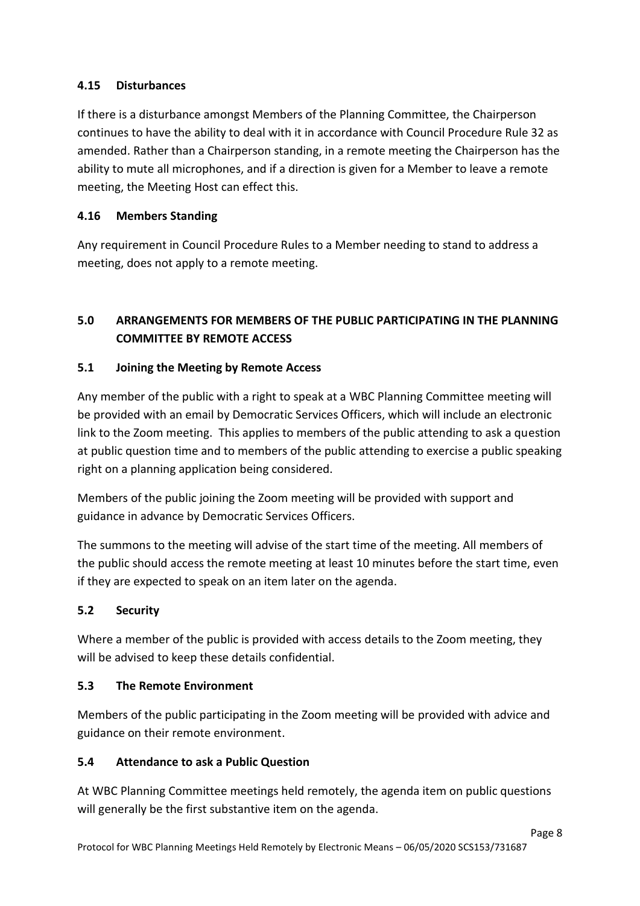### 4.15 Disturbances

If there is a disturbance amongst Members of the Planning Committee, the Chairperson continues to have the ability to deal with it in accordance with Council Procedure Rule 32 as amended. Rather than a Chairperson standing, in a remote meeting the Chairperson has the ability to mute all microphones, and if a direction is given for a Member to leave a remote meeting, the Meeting Host can effect this.

### 4.16 Members Standing

Any requirement in Council Procedure Rules to a Member needing to stand to address a meeting, does not apply to a remote meeting.

## 5.0 ARRANGEMENTS FOR MEMBERS OF THE PUBLIC PARTICIPATING IN THE PLANNING COMMITTEE BY REMOTE ACCESS

### 5.1 Joining the Meeting by Remote Access

Any member of the public with a right to speak at a WBC Planning Committee meeting will be provided with an email by Democratic Services Officers, which will include an electronic link to the Zoom meeting. This applies to members of the public attending to ask a question at public question time and to members of the public attending to exercise a public speaking right on a planning application being considered.

Members of the public joining the Zoom meeting will be provided with support and guidance in advance by Democratic Services Officers.

The summons to the meeting will advise of the start time of the meeting. All members of the public should access the remote meeting at least 10 minutes before the start time, even if they are expected to speak on an item later on the agenda.

### 5.2 Security

Where a member of the public is provided with access details to the Zoom meeting, they will be advised to keep these details confidential.

### 5.3 The Remote Environment

Members of the public participating in the Zoom meeting will be provided with advice and guidance on their remote environment.

### 5.4 Attendance to ask a Public Question

At WBC Planning Committee meetings held remotely, the agenda item on public questions will generally be the first substantive item on the agenda.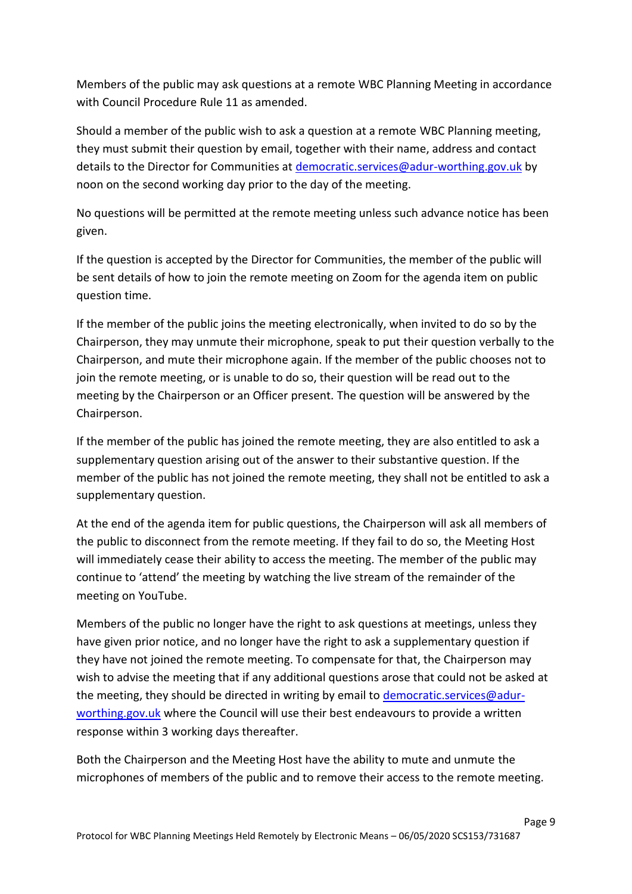Members of the public may ask questions at a remote WBC Planning Meeting in accordance with Council Procedure Rule 11 as amended.

Should a member of the public wish to ask a question at a remote WBC Planning meeting, they must submit their question by email, together with their name, address and contact details to the Director for Communities at [democratic.services@adur-worthing.gov.uk](mailto:democratic.services@adur-worthing.gov.uk) by noon on the second working day prior to the day of the meeting.

No questions will be permitted at the remote meeting unless such advance notice has been given.

If the question is accepted by the Director for Communities, the member of the public will be sent details of how to join the remote meeting on Zoom for the agenda item on public question time.

If the member of the public joins the meeting electronically, when invited to do so by the Chairperson, they may unmute their microphone, speak to put their question verbally to the Chairperson, and mute their microphone again. If the member of the public chooses not to join the remote meeting, or is unable to do so, their question will be read out to the meeting by the Chairperson or an Officer present. The question will be answered by the Chairperson.

If the member of the public has joined the remote meeting, they are also entitled to ask a supplementary question arising out of the answer to their substantive question. If the member of the public has not joined the remote meeting, they shall not be entitled to ask a supplementary question.

At the end of the agenda item for public questions, the Chairperson will ask all members of the public to disconnect from the remote meeting. If they fail to do so, the Meeting Host will immediately cease their ability to access the meeting. The member of the public may continue to 'attend' the meeting by watching the live stream of the remainder of the meeting on YouTube.

Members of the public no longer have the right to ask questions at meetings, unless they have given prior notice, and no longer have the right to ask a supplementary question if they have not joined the remote meeting. To compensate for that, the Chairperson may wish to advise the meeting that if any additional questions arose that could not be asked at the meeting, they should be directed in writing by email to [democratic.services@adur-worthing.gov.uk](mailto:democratic.services@adur-worthing.gov.uk) where the Council will use their best endeavours to provide a written response within 3 working days thereafter.

Both the Chairperson and the Meeting Host have the ability to mute and unmute the microphones of members of the public and to remove their access to the remote meeting.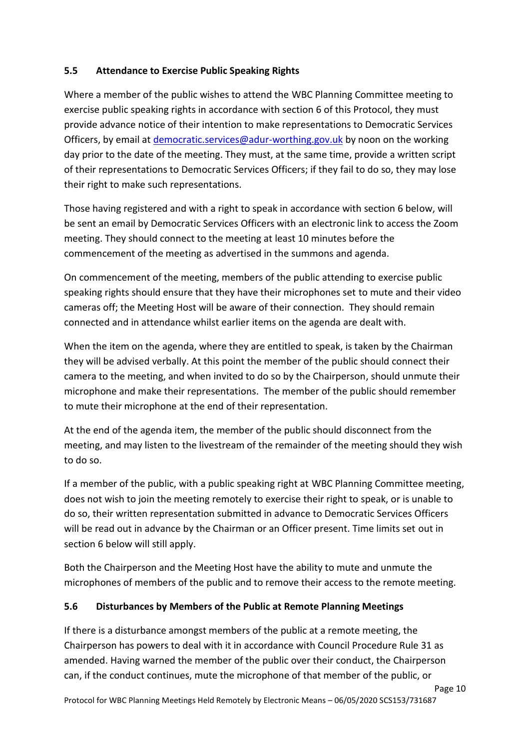### 5.5 Attendance to Exercise Public Speaking Rights

Where a member of the public wishes to attend the WBC Planning Committee meeting to exercise public speaking rights in accordance with section 6 of this Protocol, they must provide advance notice of their intention to make representations to Democratic Services Officers, by email at democratic.services@adur-worthing.gov.uk by noon on the working day prior to the date of the meeting. They must, at the same time, provide a written script of their representations to Democratic Services Officers; if they fail to do so, they may lose their right to make such representations.

Those having registered and with a right to speak in accordance with section 6 below, will be sent an email by Democratic Services Officers with an electronic link to access the Zoom meeting. They should connect to the meeting at least 10 minutes before the commencement of the meeting as advertised in the summons and agenda.

On commencement of the meeting, members of the public attending to exercise public speaking rights should ensure that they have their microphones set to mute and their video cameras off; the Meeting Host will be aware of their connection. They should remain connected and in attendance whilst earlier items on the agenda are dealt with.

When the item on the agenda, where they are entitled to speak, is taken by the Chairman they will be advised verbally. At this point the member of the public should connect their camera to the meeting, and when invited to do so by the Chairperson, should unmute their microphone and make their representations. The member of the public should remember to mute their microphone at the end of their representation.

At the end of the agenda item, the member of the public should disconnect from the meeting, and may listen to the livestream of the remainder of the meeting should they wish to do so.

If a member of the public, with a public speaking right at WBC Planning Committee meeting, does not wish to join the meeting remotely to exercise their right to speak, or is unable to do so, their written representation submitted in advance to Democratic Services Officers will be read out in advance by the Chairman or an Officer present. Time limits set out in section 6 below will still apply.

Both the Chairperson and the Meeting Host have the ability to mute and unmute the microphones of members of the public and to remove their access to the remote meeting.

### 5.6 Disturbances by Members of the Public at Remote Planning Meetings

If there is a disturbance amongst members of the public at a remote meeting, the Chairperson has powers to deal with it in accordance with Council Procedure Rule 31 as amended. Having warned the member of the public over their conduct, the Chairperson can, if the conduct continues, mute the microphone of that member of the public, or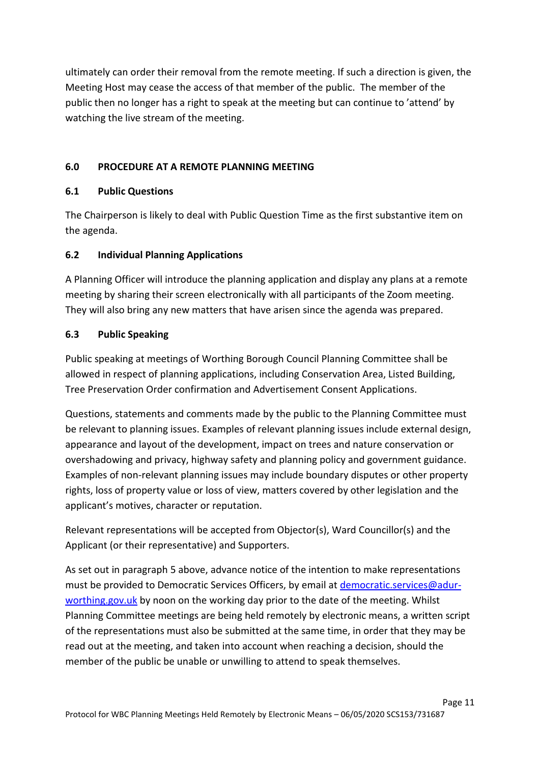ultimately can order their removal from the remote meeting. If such a direction is given, the Meeting Host may cease the access of that member of the public. The member of the public then no longer has a right to speak at the meeting but can continue to 'attend' by watching the live stream of the meeting.

## 6.0 PROCEDURE AT A REMOTE PLANNING MEETING

### 6.1 Public Questions

The Chairperson is likely to deal with Public Question Time as the first substantive item on the agenda.

### 6.2 Individual Planning Applications

A Planning Officer will introduce the planning application and display any plans at a remote meeting by sharing their screen electronically with all participants of the Zoom meeting. They will also bring any new matters that have arisen since the agenda was prepared.

### 6.3 Public Speaking

Public speaking at meetings of Worthing Borough Council Planning Committee shall be allowed in respect of planning applications, including Conservation Area, Listed Building, Tree Preservation Order confirmation and Advertisement Consent Applications.

Questions, statements and comments made by the public to the Planning Committee must be relevant to planning issues. Examples of relevant planning issues include external design, appearance and layout of the development, impact on trees and nature conservation or overshadowing and privacy, highway safety and planning policy and government guidance. Examples of non-relevant planning issues may include boundary disputes or other property rights, loss of property value or loss of view, matters covered by other legislation and the applicant's motives, character or reputation.

Relevant representations will be accepted from Objector(s), Ward Councillor(s) and the Applicant (or their representative) and Supporters.

As set out in paragraph 5 above, advance notice of the intention to make representations must be provided to Democratic Services Officers, by email at democratic.services@adur-worthing.gov.uk by noon on the working day prior to the date of the meeting. Whilst Planning Committee meetings are being held remotely by electronic means, a written script of the representations must also be submitted at the same time, in order that they may be read out at the meeting, and taken into account when reaching a decision, should the member of the public be unable or unwilling to attend to speak themselves.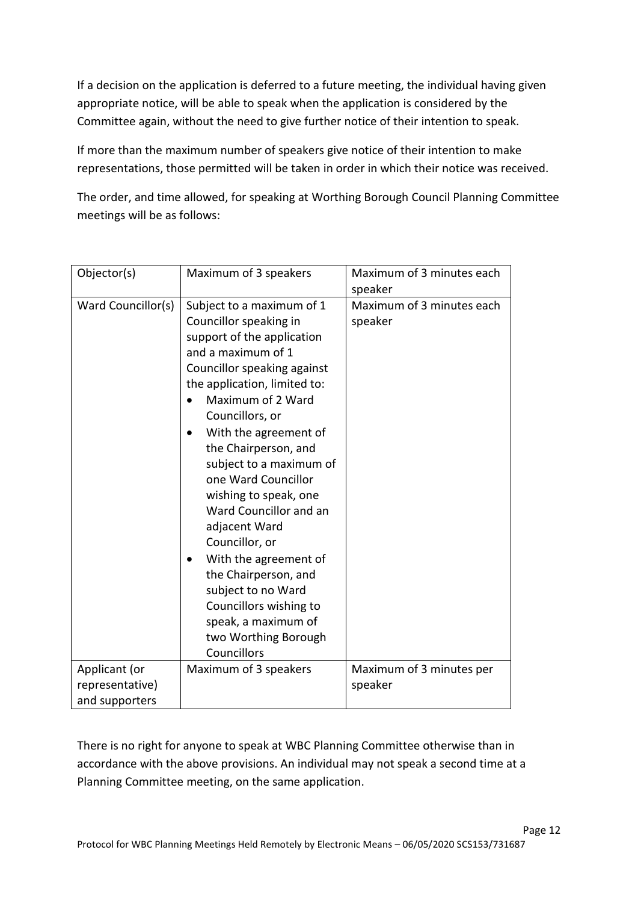If a decision on the application is deferred to a future meeting, the individual having given appropriate notice, will be able to speak when the application is considered by the Committee again, without the need to give further notice of their intention to speak.

If more than the maximum number of speakers give notice of their intention to make representations, those permitted will be taken in order in which their notice was received.

The order, and time allowed, for speaking at Worthing Borough Council Planning Committee meetings will be as follows:

| Objector(s) | Maximum of 3 speakers | Maximum of 3 minutes each speaker |
|---|---|---|
| Ward Councillor(s) | Subject to a maximum of 1 Councillor speaking in support of the application and a maximum of 1 Councillor speaking against the application, limited to:<br>• Maximum of 2 Ward Councillors, or<br>• With the agreement of the Chairperson, and subject to a maximum of one Ward Councillor wishing to speak, one Ward Councillor and an adjacent Ward Councillor, or<br>• With the agreement of the Chairperson, and subject to no Ward Councillors wishing to speak, a maximum of two Worthing Borough Councillors | Maximum of 3 minutes each speaker |
| Applicant (or representative) and supporters | Maximum of 3 speakers | Maximum of 3 minutes per speaker |

There is no right for anyone to speak at WBC Planning Committee otherwise than in accordance with the above provisions. An individual may not speak a second time at a Planning Committee meeting, on the same application.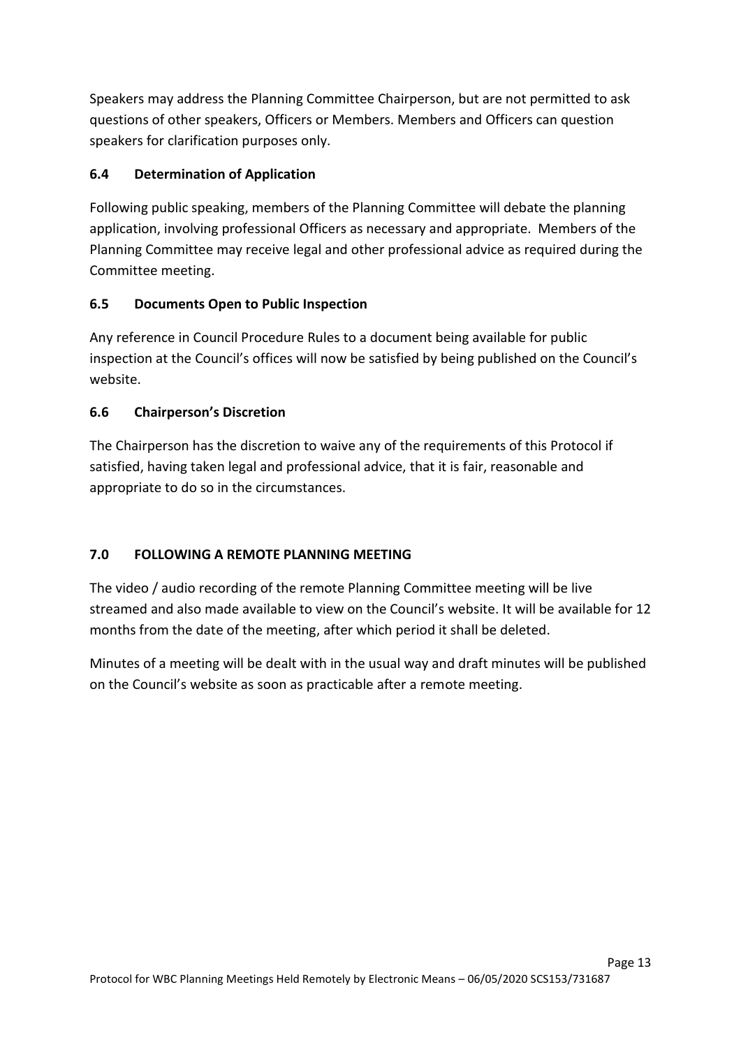Speakers may address the Planning Committee Chairperson, but are not permitted to ask questions of other speakers, Officers or Members. Members and Officers can question speakers for clarification purposes only.

### 6.4 Determination of Application

Following public speaking, members of the Planning Committee will debate the planning application, involving professional Officers as necessary and appropriate. Members of the Planning Committee may receive legal and other professional advice as required during the Committee meeting.

### 6.5 Documents Open to Public Inspection

Any reference in Council Procedure Rules to a document being available for public inspection at the Council's offices will now be satisfied by being published on the Council's website.

### 6.6 Chairperson's Discretion

The Chairperson has the discretion to waive any of the requirements of this Protocol if satisfied, having taken legal and professional advice, that it is fair, reasonable and appropriate to do so in the circumstances.

## 7.0 FOLLOWING A REMOTE PLANNING MEETING

The video / audio recording of the remote Planning Committee meeting will be live streamed and also made available to view on the Council's website. It will be available for 12 months from the date of the meeting, after which period it shall be deleted.

Minutes of a meeting will be dealt with in the usual way and draft minutes will be published on the Council's website as soon as practicable after a remote meeting.